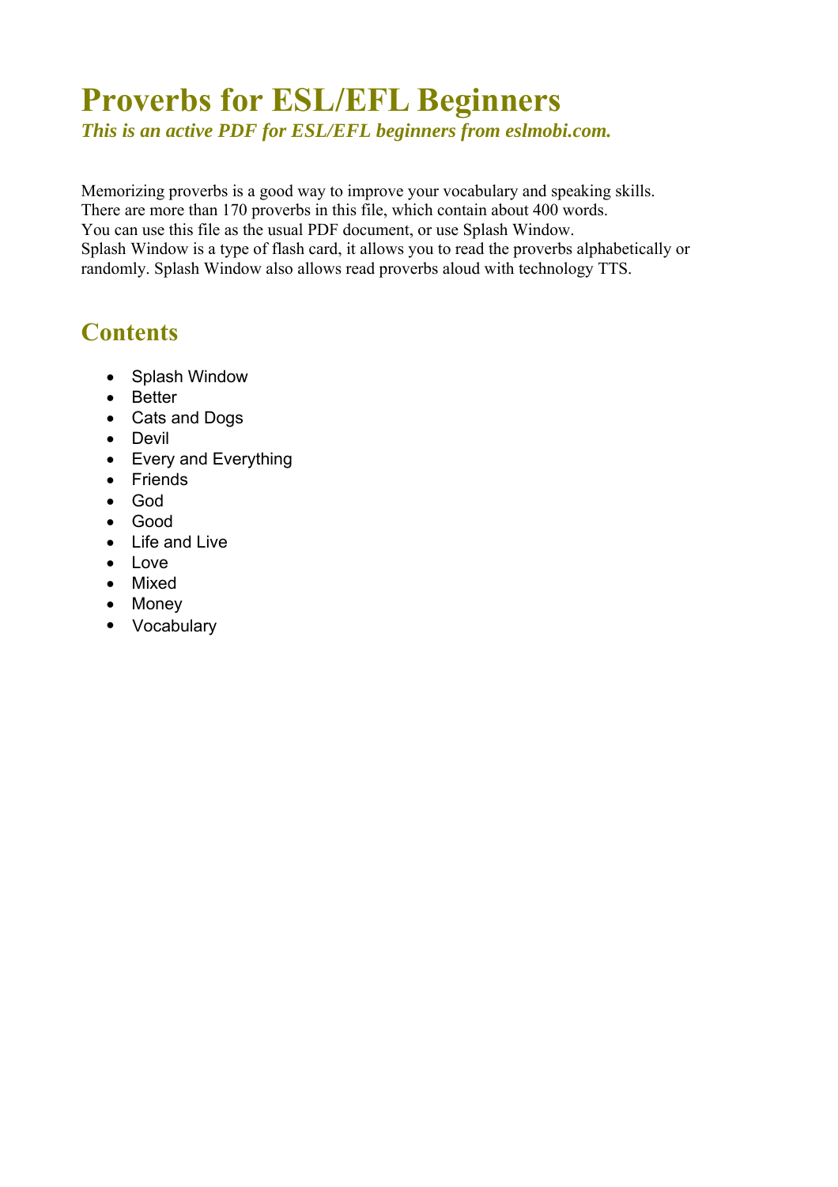# Proverbs for ESL/EFL Beginners

***This is an active PDF for ESL/EFL beginners from eslmobi.com.***

Memorizing proverbs is a good way to improve your vocabulary and speaking skills.
There are more than 170 proverbs in this file, which contain about 400 words.
You can use this file as the usual PDF document, or use Splash Window.
Splash Window is a type of flash card, it allows you to read the proverbs alphabetically or randomly. Splash Window also allows read proverbs aloud with technology TTS.

## Contents

- Splash Window
- Better
- Cats and Dogs
- Devil
- Every and Everything
- Friends
- God
- Good
- Life and Live
- Love
- Mixed
- Money
- Vocabulary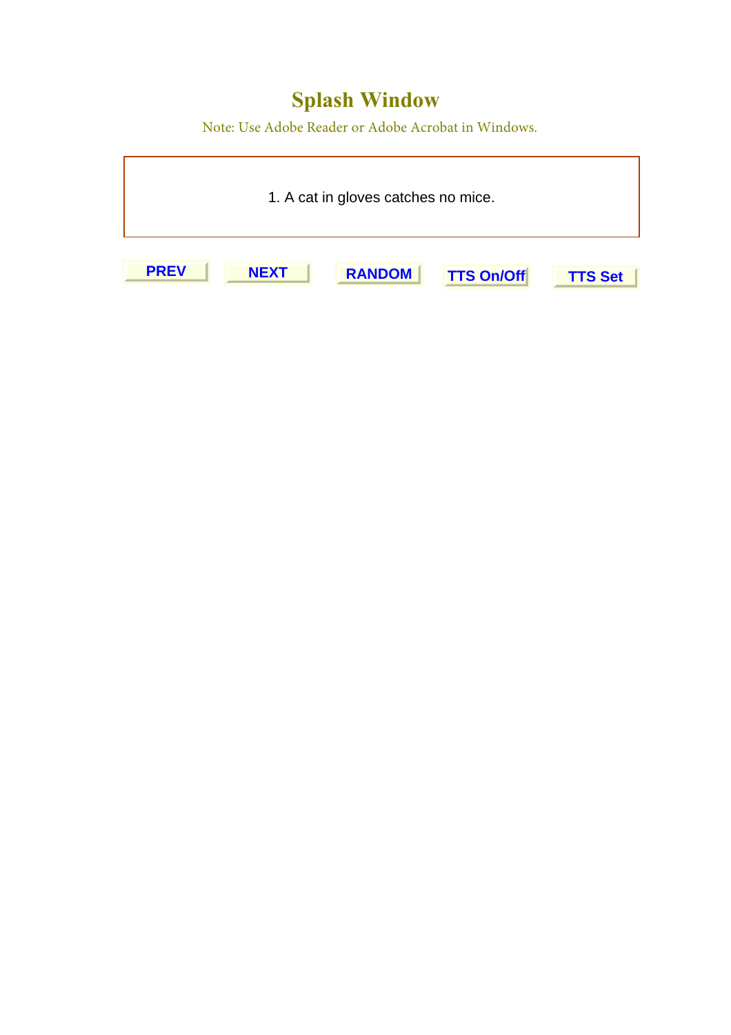# Splash Window

Note: Use Adobe Reader or Adobe Acrobat in Windows.

1. A cat in gloves catches no mice.

PREV NEXT RANDOM TTS On/Off TTS Set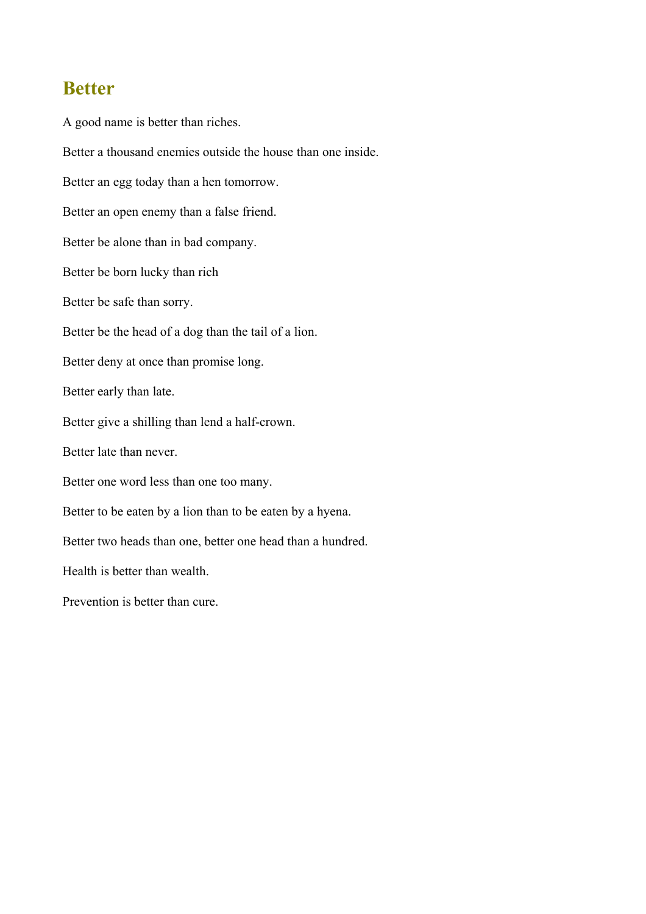## Better

A good name is better than riches.

Better a thousand enemies outside the house than one inside.

Better an egg today than a hen tomorrow.

Better an open enemy than a false friend.

Better be alone than in bad company.

Better be born lucky than rich

Better be safe than sorry.

Better be the head of a dog than the tail of a lion.

Better deny at once than promise long.

Better early than late.

Better give a shilling than lend a half-crown.

Better late than never.

Better one word less than one too many.

Better to be eaten by a lion than to be eaten by a hyena.

Better two heads than one, better one head than a hundred.

Health is better than wealth.

Prevention is better than cure.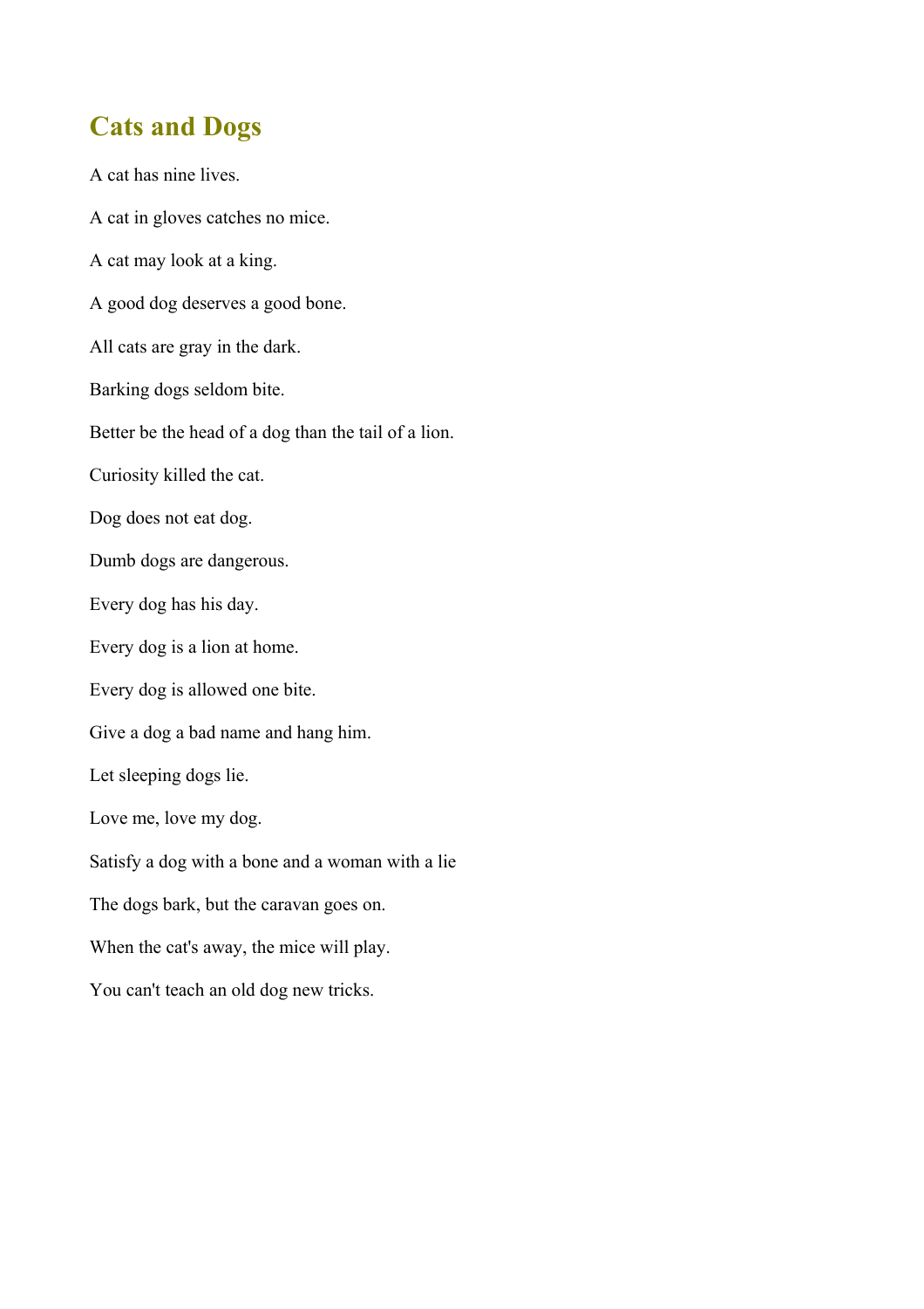## Cats and Dogs

A cat has nine lives.

A cat in gloves catches no mice.

A cat may look at a king.

A good dog deserves a good bone.

All cats are gray in the dark.

Barking dogs seldom bite.

Better be the head of a dog than the tail of a lion.

Curiosity killed the cat.

Dog does not eat dog.

Dumb dogs are dangerous.

Every dog has his day.

Every dog is a lion at home.

Every dog is allowed one bite.

Give a dog a bad name and hang him.

Let sleeping dogs lie.

Love me, love my dog.

Satisfy a dog with a bone and a woman with a lie

The dogs bark, but the caravan goes on.

When the cat's away, the mice will play.

You can't teach an old dog new tricks.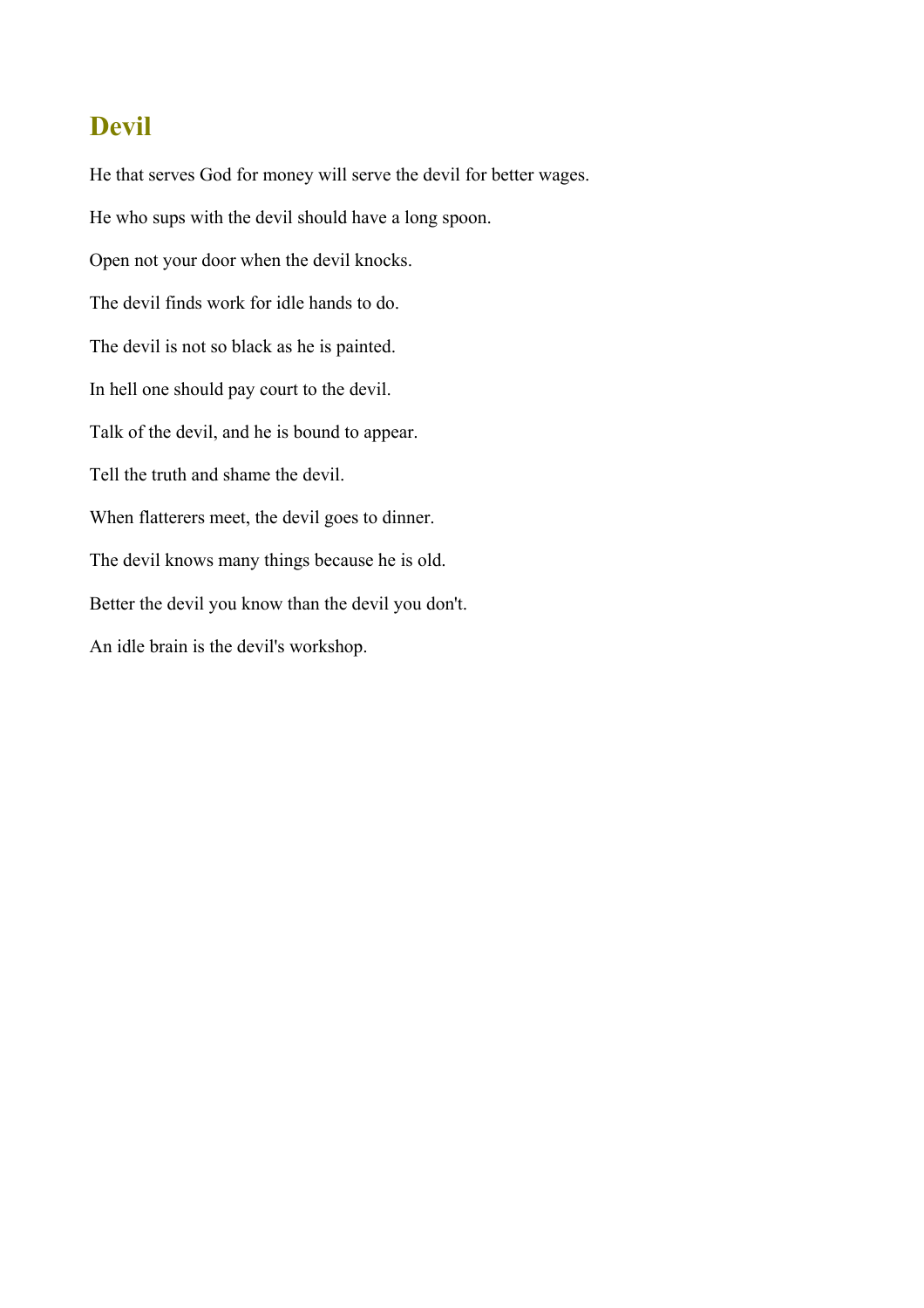## Devil

He that serves God for money will serve the devil for better wages.

He who sups with the devil should have a long spoon.

Open not your door when the devil knocks.

The devil finds work for idle hands to do.

The devil is not so black as he is painted.

In hell one should pay court to the devil.

Talk of the devil, and he is bound to appear.

Tell the truth and shame the devil.

When flatterers meet, the devil goes to dinner.

The devil knows many things because he is old.

Better the devil you know than the devil you don't.

An idle brain is the devil's workshop.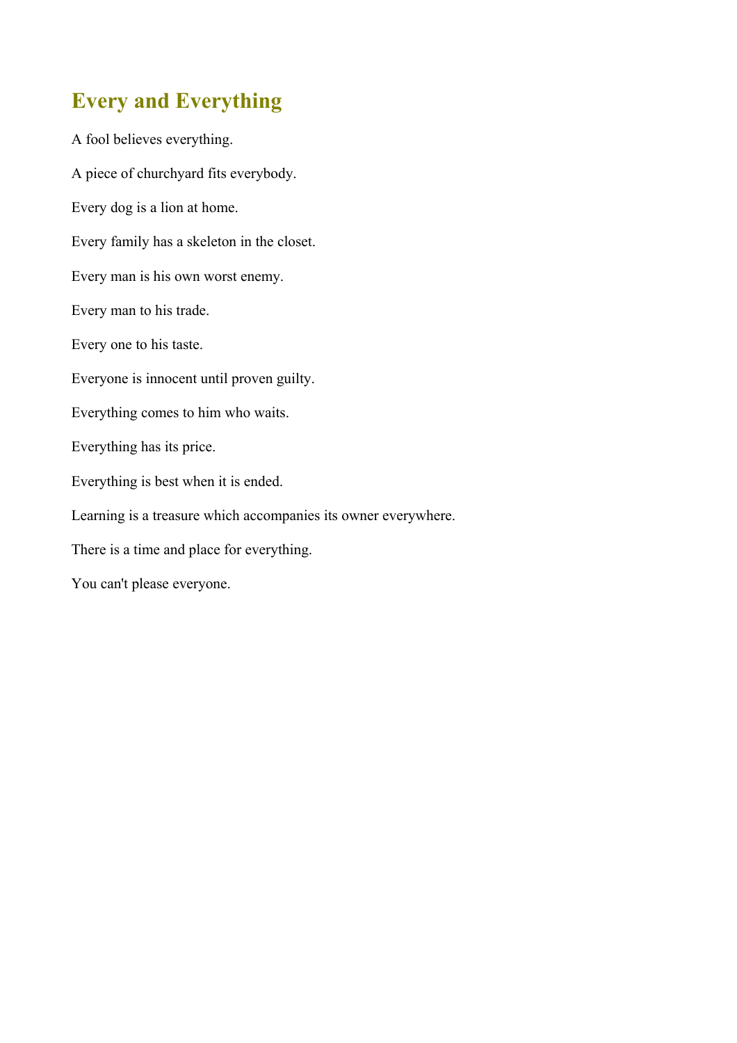## Every and Everything

A fool believes everything.

A piece of churchyard fits everybody.

Every dog is a lion at home.

Every family has a skeleton in the closet.

Every man is his own worst enemy.

Every man to his trade.

Every one to his taste.

Everyone is innocent until proven guilty.

Everything comes to him who waits.

Everything has its price.

Everything is best when it is ended.

Learning is a treasure which accompanies its owner everywhere.

There is a time and place for everything.

You can't please everyone.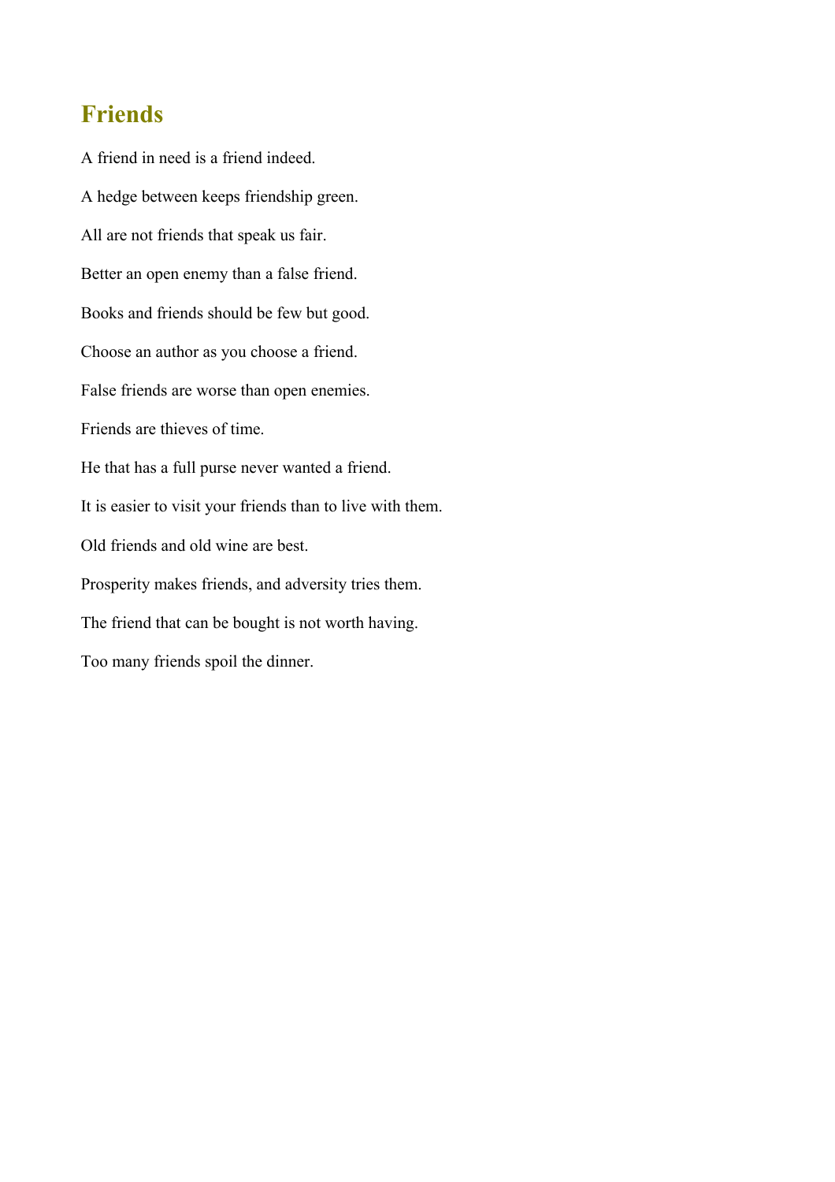## Friends

A friend in need is a friend indeed.

A hedge between keeps friendship green.

All are not friends that speak us fair.

Better an open enemy than a false friend.

Books and friends should be few but good.

Choose an author as you choose a friend.

False friends are worse than open enemies.

Friends are thieves of time.

He that has a full purse never wanted a friend.

It is easier to visit your friends than to live with them.

Old friends and old wine are best.

Prosperity makes friends, and adversity tries them.

The friend that can be bought is not worth having.

Too many friends spoil the dinner.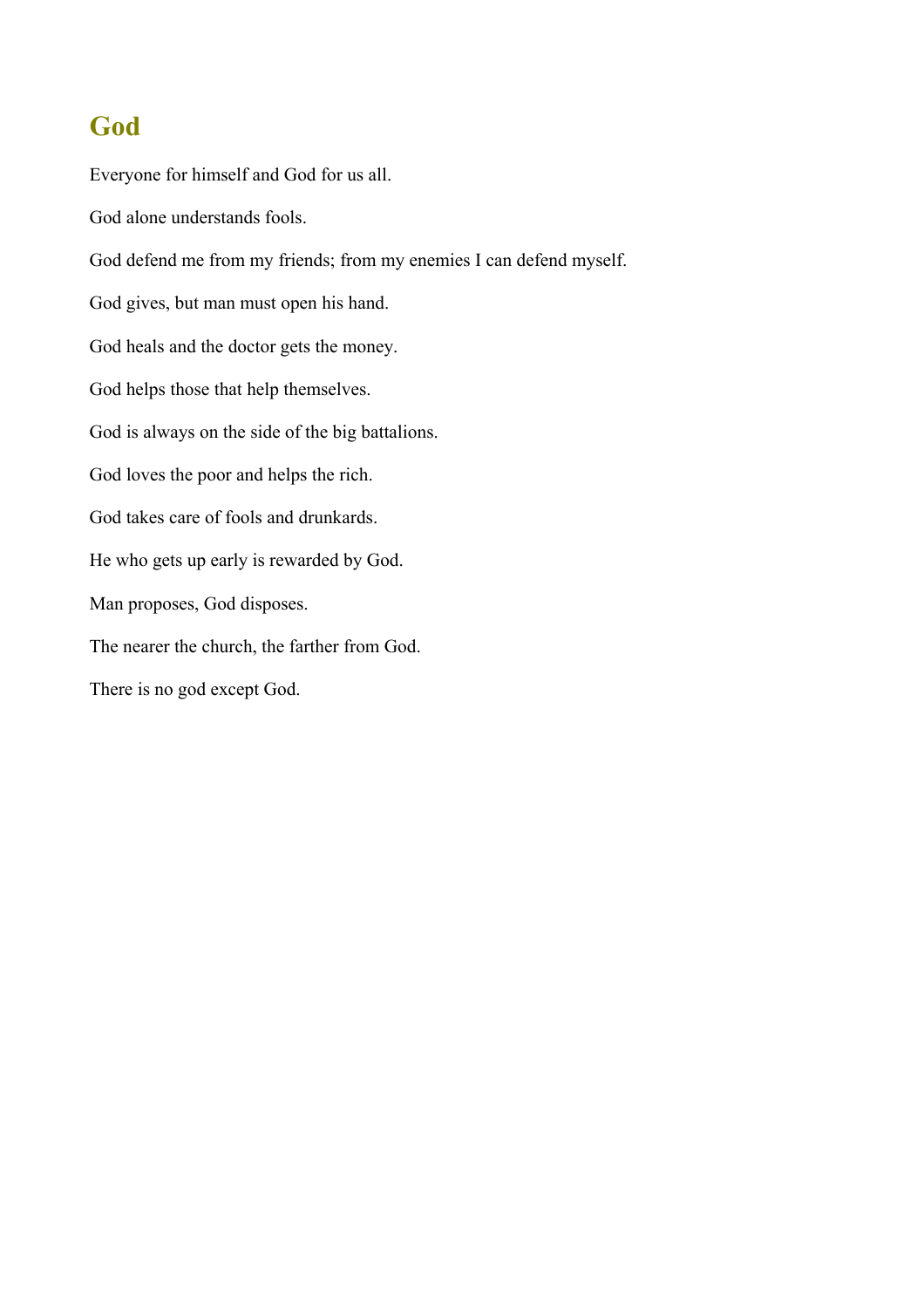## God

Everyone for himself and God for us all.

God alone understands fools.

God defend me from my friends; from my enemies I can defend myself.

God gives, but man must open his hand.

God heals and the doctor gets the money.

God helps those that help themselves.

God is always on the side of the big battalions.

God loves the poor and helps the rich.

God takes care of fools and drunkards.

He who gets up early is rewarded by God.

Man proposes, God disposes.

The nearer the church, the farther from God.

There is no god except God.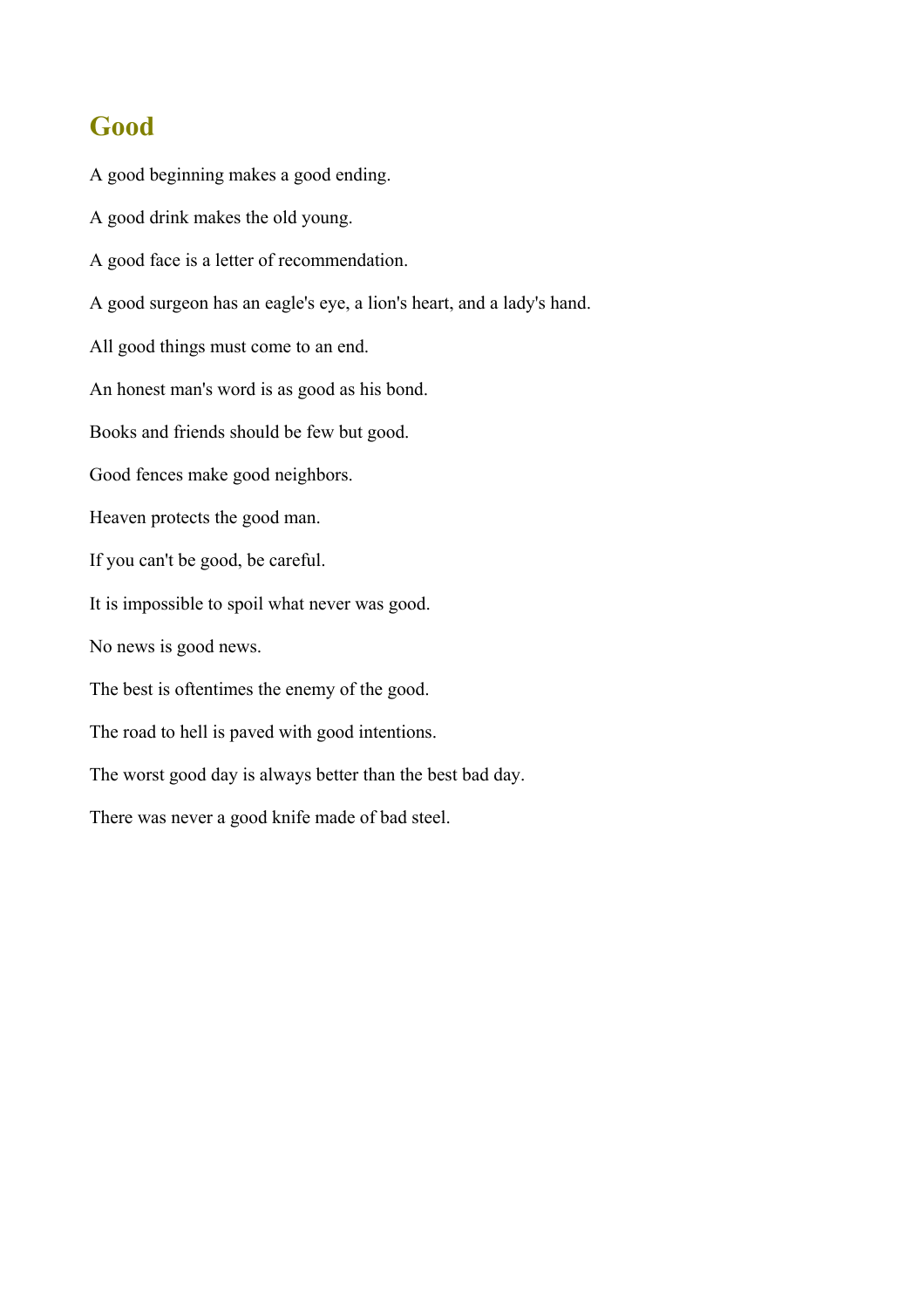## Good

A good beginning makes a good ending.

A good drink makes the old young.

A good face is a letter of recommendation.

A good surgeon has an eagle's eye, a lion's heart, and a lady's hand.

All good things must come to an end.

An honest man's word is as good as his bond.

Books and friends should be few but good.

Good fences make good neighbors.

Heaven protects the good man.

If you can't be good, be careful.

It is impossible to spoil what never was good.

No news is good news.

The best is oftentimes the enemy of the good.

The road to hell is paved with good intentions.

The worst good day is always better than the best bad day.

There was never a good knife made of bad steel.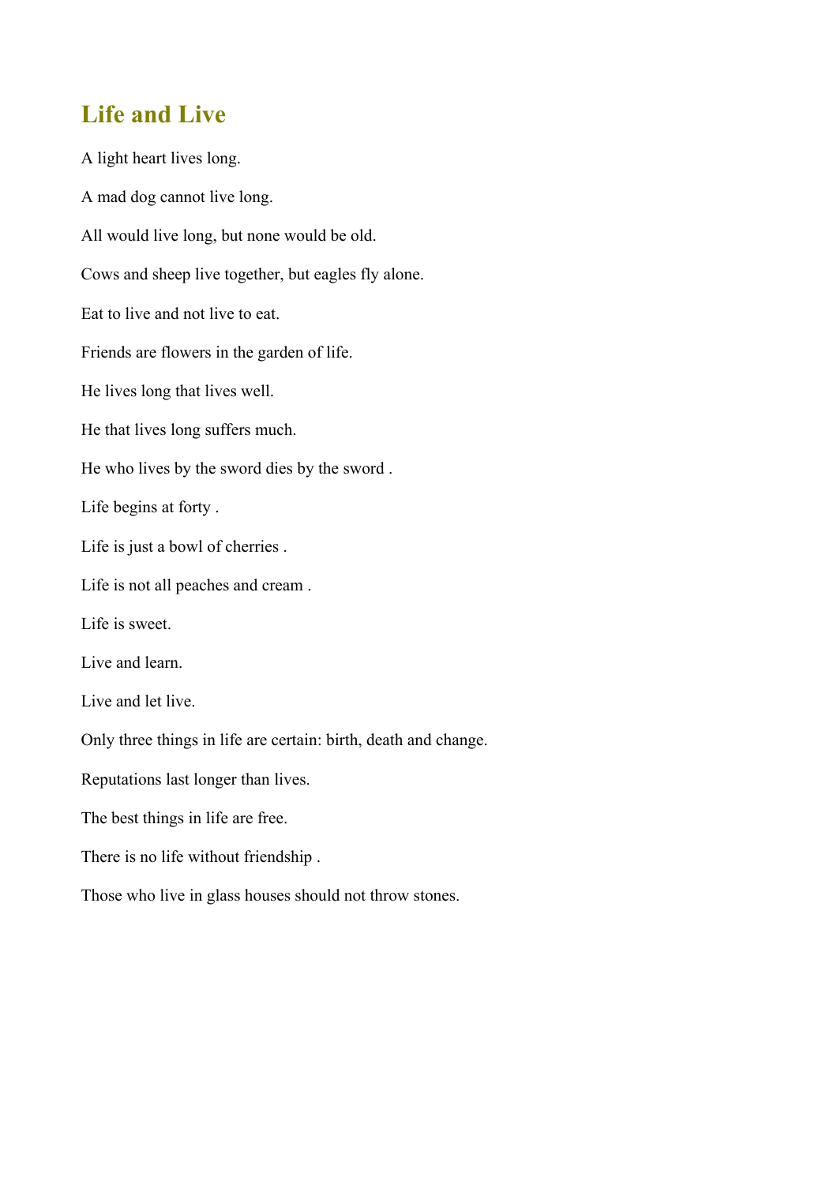## Life and Live

A light heart lives long.

A mad dog cannot live long.

All would live long, but none would be old.

Cows and sheep live together, but eagles fly alone.

Eat to live and not live to eat.

Friends are flowers in the garden of life.

He lives long that lives well.

He that lives long suffers much.

He who lives by the sword dies by the sword .

Life begins at forty .

Life is just a bowl of cherries .

Life is not all peaches and cream .

Life is sweet.

Live and learn.

Live and let live.

Only three things in life are certain: birth, death and change.

Reputations last longer than lives.

The best things in life are free.

There is no life without friendship .

Those who live in glass houses should not throw stones.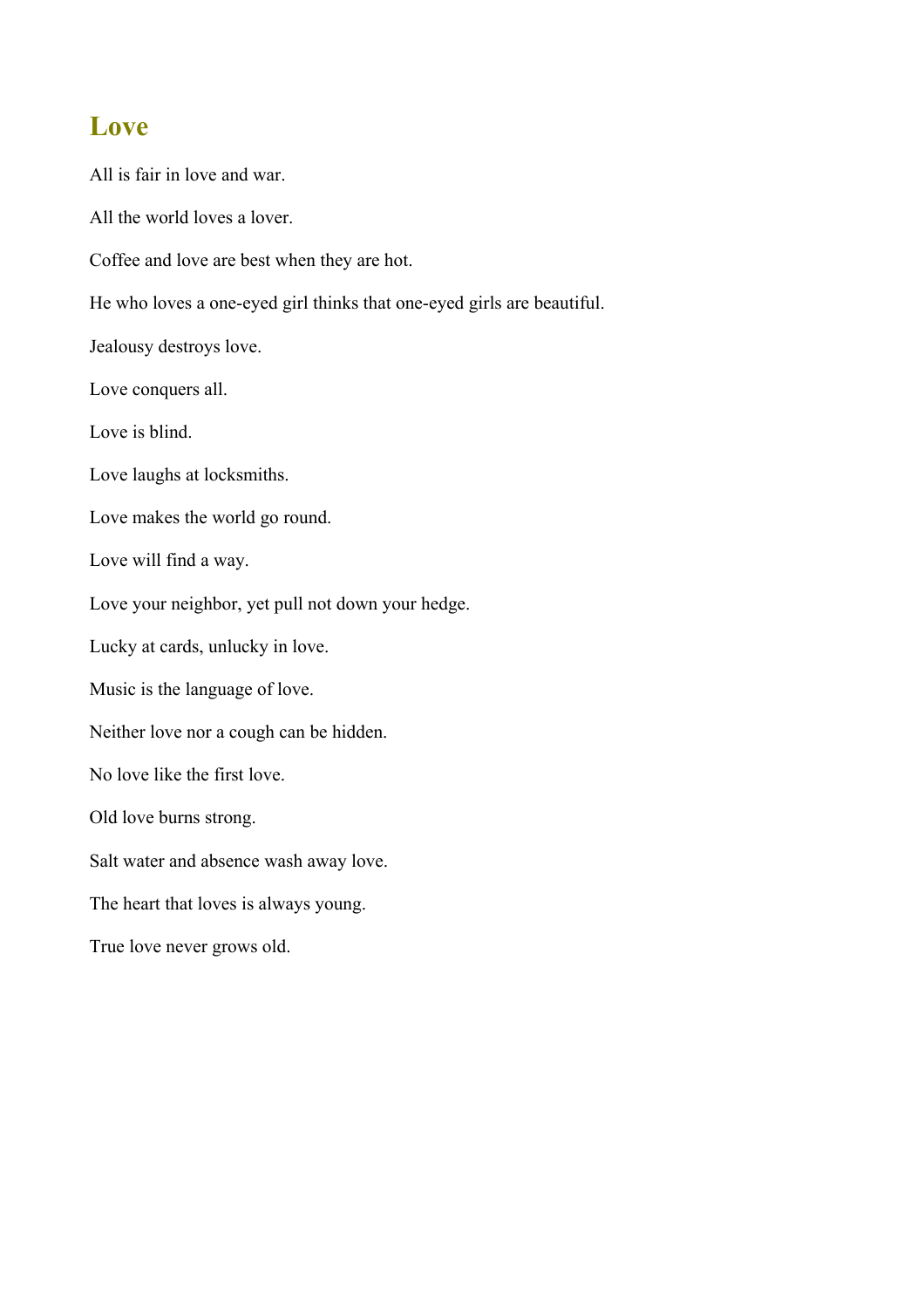## Love

All is fair in love and war.

All the world loves a lover.

Coffee and love are best when they are hot.

He who loves a one-eyed girl thinks that one-eyed girls are beautiful.

Jealousy destroys love.

Love conquers all.

Love is blind.

Love laughs at locksmiths.

Love makes the world go round.

Love will find a way.

Love your neighbor, yet pull not down your hedge.

Lucky at cards, unlucky in love.

Music is the language of love.

Neither love nor a cough can be hidden.

No love like the first love.

Old love burns strong.

Salt water and absence wash away love.

The heart that loves is always young.

True love never grows old.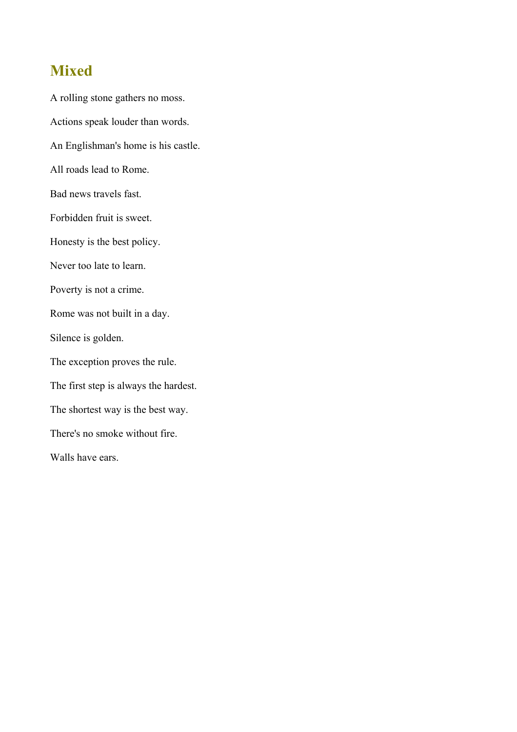## Mixed

A rolling stone gathers no moss.

Actions speak louder than words.

An Englishman's home is his castle.

All roads lead to Rome.

Bad news travels fast.

Forbidden fruit is sweet.

Honesty is the best policy.

Never too late to learn.

Poverty is not a crime.

Rome was not built in a day.

Silence is golden.

The exception proves the rule.

The first step is always the hardest.

The shortest way is the best way.

There's no smoke without fire.

Walls have ears.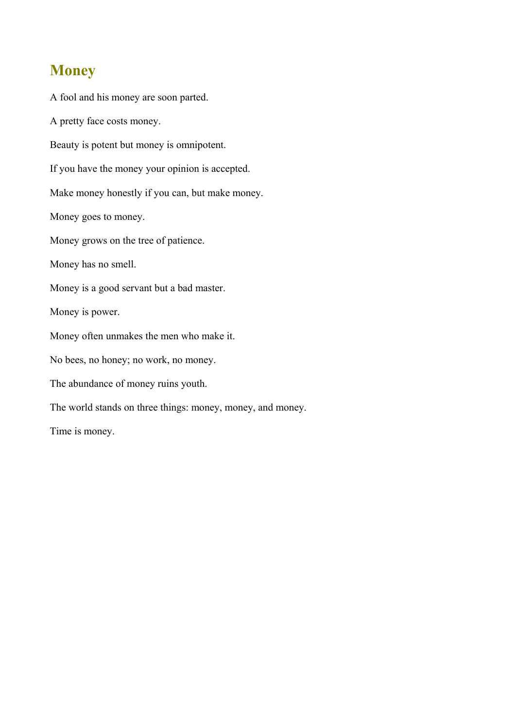## Money

A fool and his money are soon parted.

A pretty face costs money.

Beauty is potent but money is omnipotent.

If you have the money your opinion is accepted.

Make money honestly if you can, but make money.

Money goes to money.

Money grows on the tree of patience.

Money has no smell.

Money is a good servant but a bad master.

Money is power.

Money often unmakes the men who make it.

No bees, no honey; no work, no money.

The abundance of money ruins youth.

The world stands on three things: money, money, and money.

Time is money.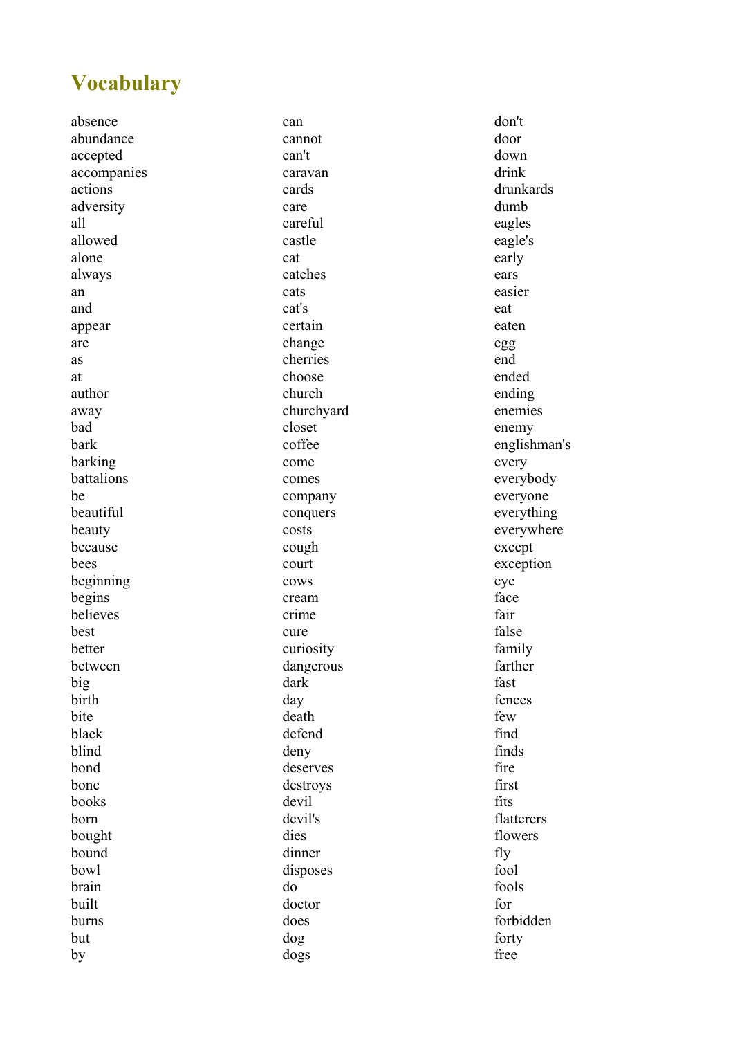## Vocabulary

absence
abundance
accepted
accompanies
actions
adversity
all
allowed
alone
always
an
and
appear
are
as
at
author
away
bad
bark
barking
battalions
be
beautiful
beauty
because
bees
beginning
begins
believes
best
better
between
big
birth
bite
black
blind
bond
bone
books
born
bought
bound
bowl
brain
built
burns
but
by
can
cannot
can't
caravan
cards
care
careful
castle
cat
catches
cats
cat's
certain
change
cherries
choose
church
churchyard
closet
coffee
come
comes
company
conquers
costs
cough
court
cows
cream
crime
cure
curiosity
dangerous
dark
day
death
defend
deny
deserves
destroys
devil
devil's
dies
dinner
disposes
do
doctor
does
dog
dogs
don't
door
down
drink
drunkards
dumb
eagles
eagle's
early
ears
easier
eat
eaten
egg
end
ended
ending
enemies
enemy
englishman's
every
everybody
everyone
everything
everywhere
except
exception
eye
face
fair
false
family
farther
fast
fences
few
find
finds
fire
first
fits
flatterers
flowers
fly
fool
fools
for
forbidden
forty
free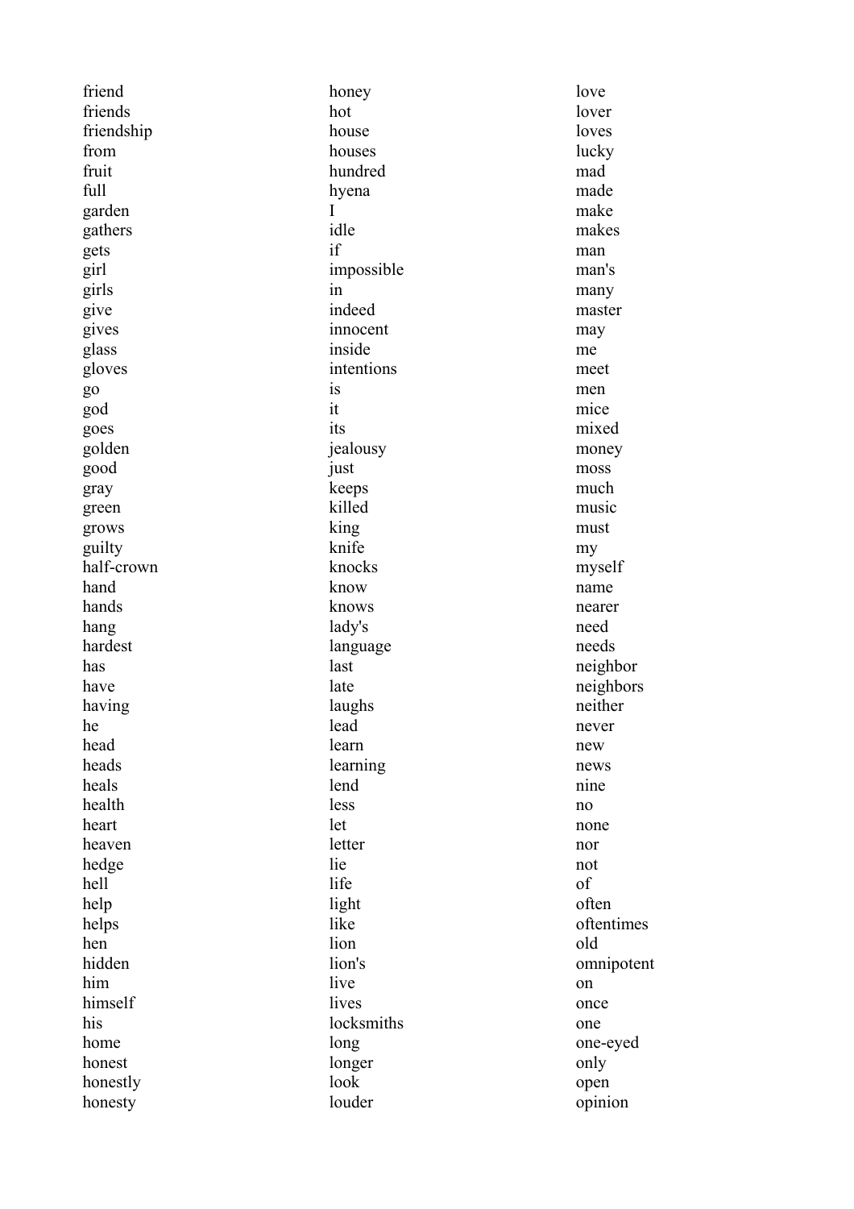friend
friends
friendship
from
fruit
full
garden
gathers
gets
girl
girls
give
gives
glass
gloves
go
god
goes
golden
good
gray
green
grows
guilty
half-crown
hand
hands
hang
hardest
has
have
having
he
head
heads
heals
health
heart
heaven
hedge
hell
help
helps
hen
hidden
him
himself
his
home
honest
honestly
honesty
honey
hot
house
houses
hundred
hyena
I
idle
if
impossible
in
indeed
innocent
inside
intentions
is
it
its
jealousy
just
keeps
killed
king
knife
knocks
know
knows
lady's
language
last
late
laughs
lead
learn
learning
lend
less
let
letter
lie
life
light
like
lion
lion's
live
lives
locksmiths
long
longer
look
louder
love
lover
loves
lucky
mad
made
make
makes
man
man's
many
master
may
me
meet
men
mice
mixed
money
moss
much
music
must
my
myself
name
nearer
need
needs
neighbor
neighbors
neither
never
new
news
nine
no
none
nor
not
of
often
oftentimes
old
omnipotent
on
once
one
one-eyed
only
open
opinion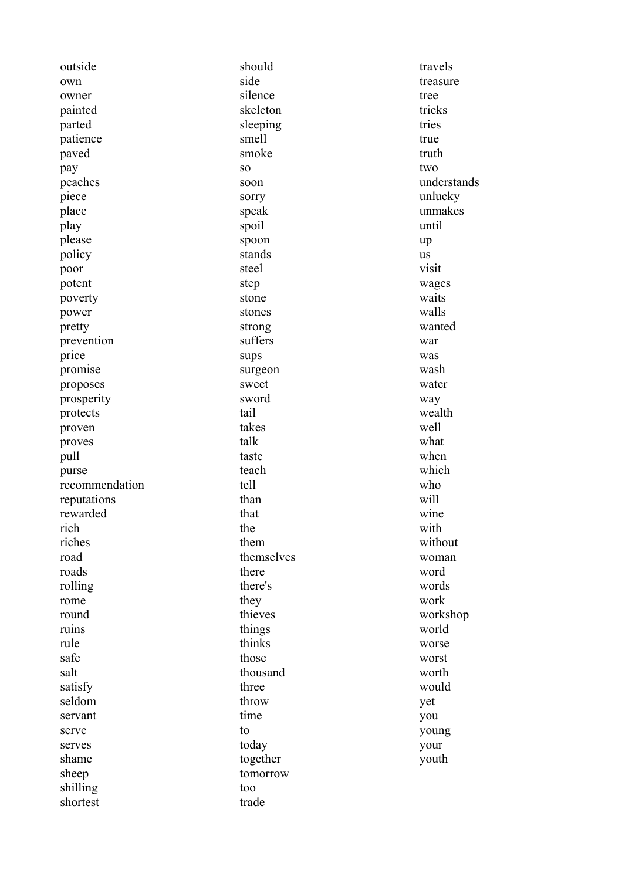outside
own
owner
painted
parted
patience
paved
pay
peaches
piece
place
play
please
policy
poor
potent
poverty
power
pretty
prevention
price
promise
proposes
prosperity
protects
proven
proves
pull
purse
recommendation
reputations
rewarded
rich
riches
road
roads
rolling
rome
round
ruins
rule
safe
salt
satisfy
seldom
servant
serve
serves
shame
sheep
shilling
shortest
should
side
silence
skeleton
sleeping
smell
smoke
so
soon
sorry
speak
spoil
spoon
stands
steel
step
stone
stones
strong
suffers
sups
surgeon
sweet
sword
tail
takes
talk
taste
teach
tell
than
that
the
them
themselves
there
there's
they
thieves
things
thinks
those
thousand
three
throw
time
to
today
together
tomorrow
too
trade
travels
treasure
tree
tricks
tries
true
truth
two
understands
unlucky
unmakes
until
up
us
visit
wages
waits
walls
wanted
war
was
wash
water
way
wealth
well
what
when
which
who
will
wine
with
without
woman
word
words
work
workshop
world
worse
worst
worth
would
yet
you
young
your
youth